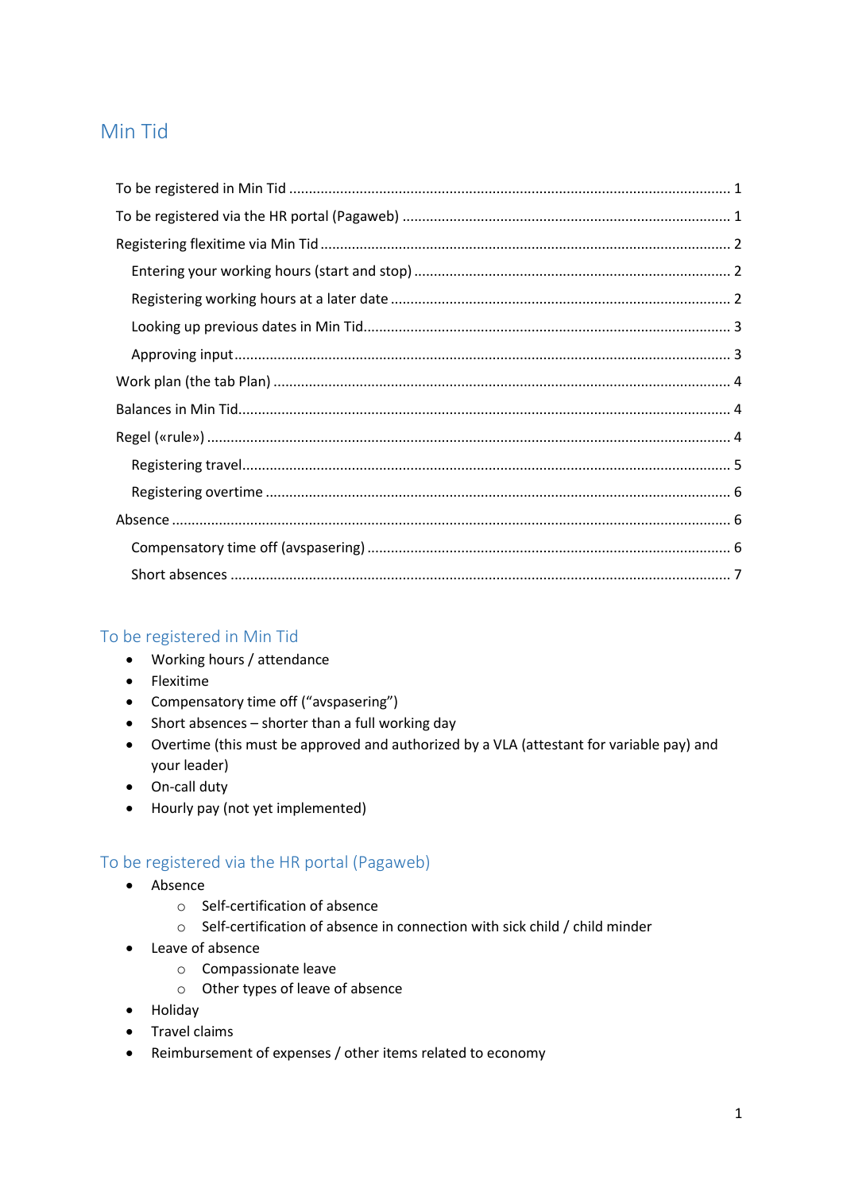# Min Tid

- To be registered in Min Tid ........ 1
- To be registered via the HR portal (Pagaweb) ........ 1
- Registering flexitime via Min Tid ........ 2
  - Entering your working hours (start and stop) ........ 2
  - Registering working hours at a later date ........ 2
  - Looking up previous dates in Min Tid ........ 3
  - Approving input ........ 3
- Work plan (the tab Plan) ........ 4
- Balances in Min Tid ........ 4
- Regel («rule») ........ 4
  - Registering travel ........ 5
  - Registering overtime ........ 6
- Absence ........ 6
  - Compensatory time off (avspasering) ........ 6
  - Short absences ........ 7

## To be registered in Min Tid

- Working hours / attendance
- Flexitime
- Compensatory time off ("avspasering")
- Short absences – shorter than a full working day
- Overtime (this must be approved and authorized by a VLA (attestant for variable pay) and your leader)
- On-call duty
- Hourly pay (not yet implemented)

## To be registered via the HR portal (Pagaweb)

- Absence
  - Self-certification of absence
  - Self-certification of absence in connection with sick child / child minder
- Leave of absence
  - Compassionate leave
  - Other types of leave of absence
- Holiday
- Travel claims
- Reimbursement of expenses / other items related to economy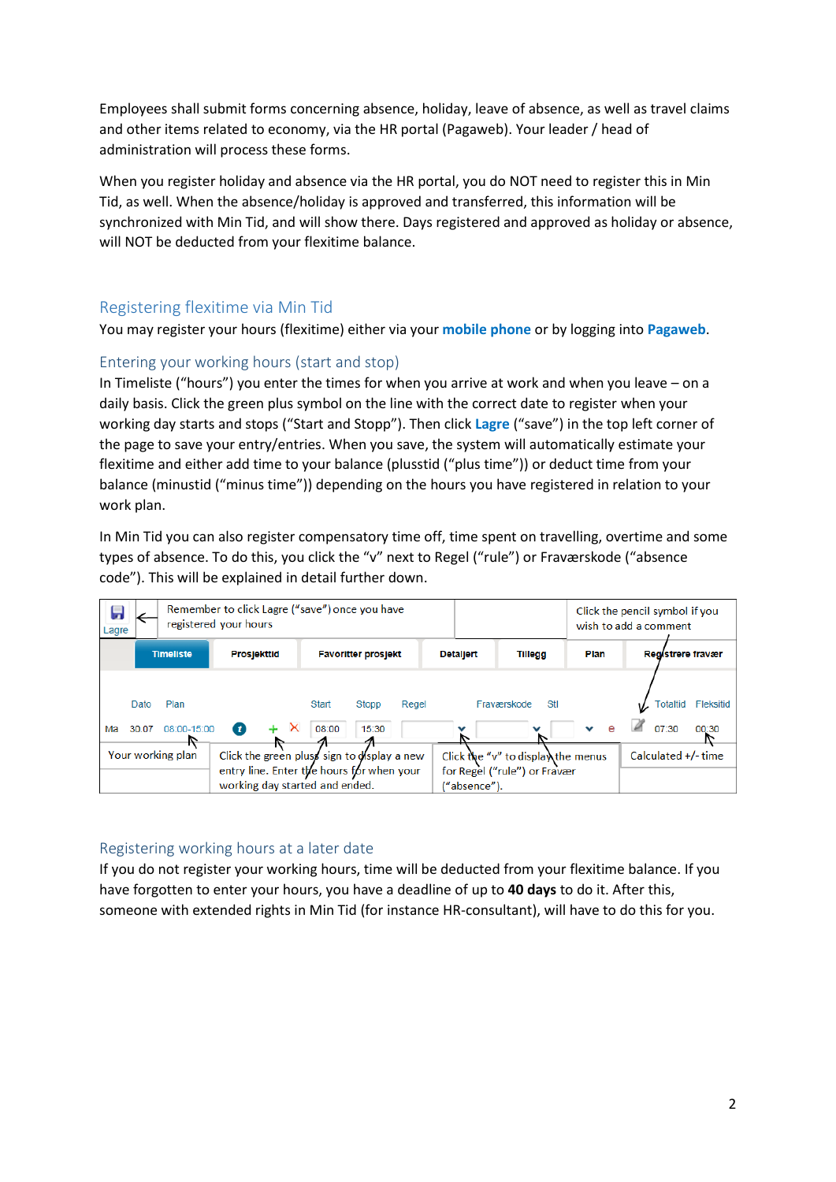Employees shall submit forms concerning absence, holiday, leave of absence, as well as travel claims and other items related to economy, via the HR portal (Pagaweb). Your leader / head of administration will process these forms.

When you register holiday and absence via the HR portal, you do NOT need to register this in Min Tid, as well. When the absence/holiday is approved and transferred, this information will be synchronized with Min Tid, and will show there. Days registered and approved as holiday or absence, will NOT be deducted from your flexitime balance.

## Registering flexitime via Min Tid

You may register your hours (flexitime) either via your **mobile phone** or by logging into **Pagaweb**.

### Entering your working hours (start and stop)

In Timeliste ("hours") you enter the times for when you arrive at work and when you leave – on a daily basis. Click the green plus symbol on the line with the correct date to register when your working day starts and stops ("Start and Stopp"). Then click **Lagre** ("save") in the top left corner of the page to save your entry/entries. When you save, the system will automatically estimate your flexitime and either add time to your balance (plusstid ("plus time")) or deduct time from your balance (minustid ("minus time")) depending on the hours you have registered in relation to your work plan.

In Min Tid you can also register compensatory time off, time spent on travelling, overtime and some types of absence. To do this, you click the "v" next to Regel ("rule") or Fraværskode ("absence code"). This will be explained in detail further down.

Lagre ← Remember to click Lagre ("save") once you have registered your hours

Click the pencil symbol if you wish to add a comment

| Timeliste | Prosjekttid | Favoritter prosjekt | Detaljert | Tillegg | Plan | Registrere fravær |
|---|---|---|---|---|---|---|

| | Dato | Plan | | Start | Stopp | Regel | Fraværskode | Stl | | Totaltid | Fleksitid |
|---|---|---|---|---|---|---|---|---|---|---|---|
| Ma | 30.07 | 08:00-15:00 | + ✕ | 08:00 | 15:30 | | | | e | 07:30 | 00:30 |

Your working plan

Click the green plus sign to display a new entry line. Enter the hours for when your working day started and ended.

Click the "v" to display the menus for Regel ("rule") or Fravær ("absence").

Calculated +/- time

### Registering working hours at a later date

If you do not register your working hours, time will be deducted from your flexitime balance. If you have forgotten to enter your hours, you have a deadline of up to **40 days** to do it. After this, someone with extended rights in Min Tid (for instance HR-consultant), will have to do this for you.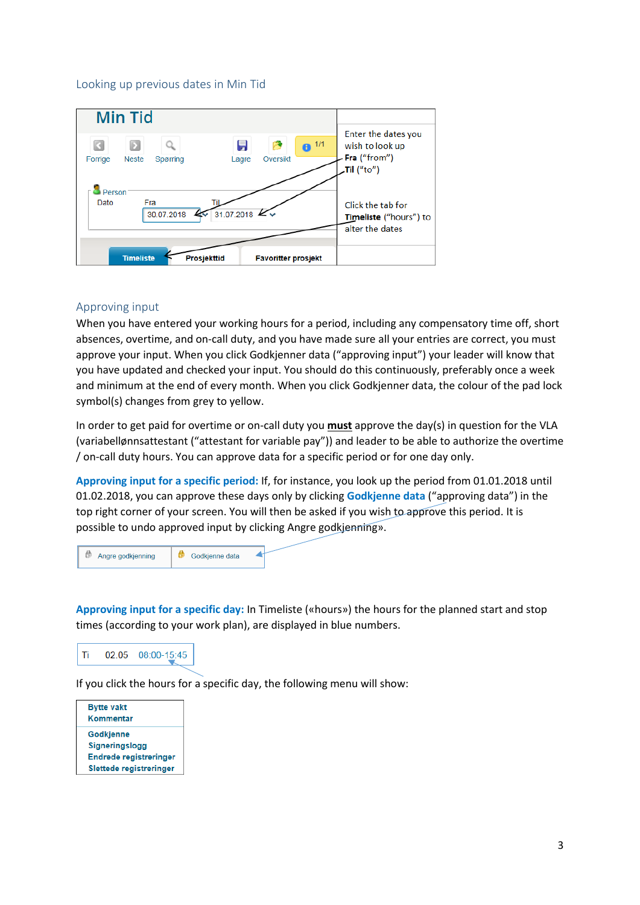## Looking up previous dates in Min Tid

| Min Tid | |
|---|---|
| Forrige · Neste · Sperring · Lagre · Oversikt · 1/1<br>Person<br>Dato · Fra 30.07.2018 · Til 31.07.2018<br>Timeliste · Prosjekttid · Favoritter prosjekt | Enter the dates you wish to look up **Fra** ("from") **Til** ("to")<br><br>Click the tab for **Timeliste** ("hours") to alter the dates |

## Approving input

When you have entered your working hours for a period, including any compensatory time off, short absences, overtime, and on-call duty, and you have made sure all your entries are correct, you must approve your input. When you click Godkjenner data ("approving input") your leader will know that you have updated and checked your input. You should do this continuously, preferably once a week and minimum at the end of every month. When you click Godkjenner data, the colour of the pad lock symbol(s) changes from grey to yellow.

In order to get paid for overtime or on-call duty you **must** approve the day(s) in question for the VLA (variabellønnsattestant ("attestant for variable pay")) and leader to be able to authorize the overtime / on-call duty hours. You can approve data for a specific period or for one day only.

**Approving input for a specific period:** If, for instance, you look up the period from 01.01.2018 until 01.02.2018, you can approve these days only by clicking **Godkjenne data** ("approving data") in the top right corner of your screen. You will then be asked if you wish to approve this period. It is possible to undo approved input by clicking Angre godkjenning».

| Angre godkjenning | Godkjenne data |
|---|---|

**Approving input for a specific day:** In Timeliste («hours») the hours for the planned start and stop times (according to your work plan), are displayed in blue numbers.

| Ti | 02.05 | 08:00-15:45 |
|---|---|---|

If you click the hours for a specific day, the following menu will show:

- Bytte vakt
- Kommentar
- Godkjenne
- Signeringslogg
- Endrede registreringer
- Slettede registreringer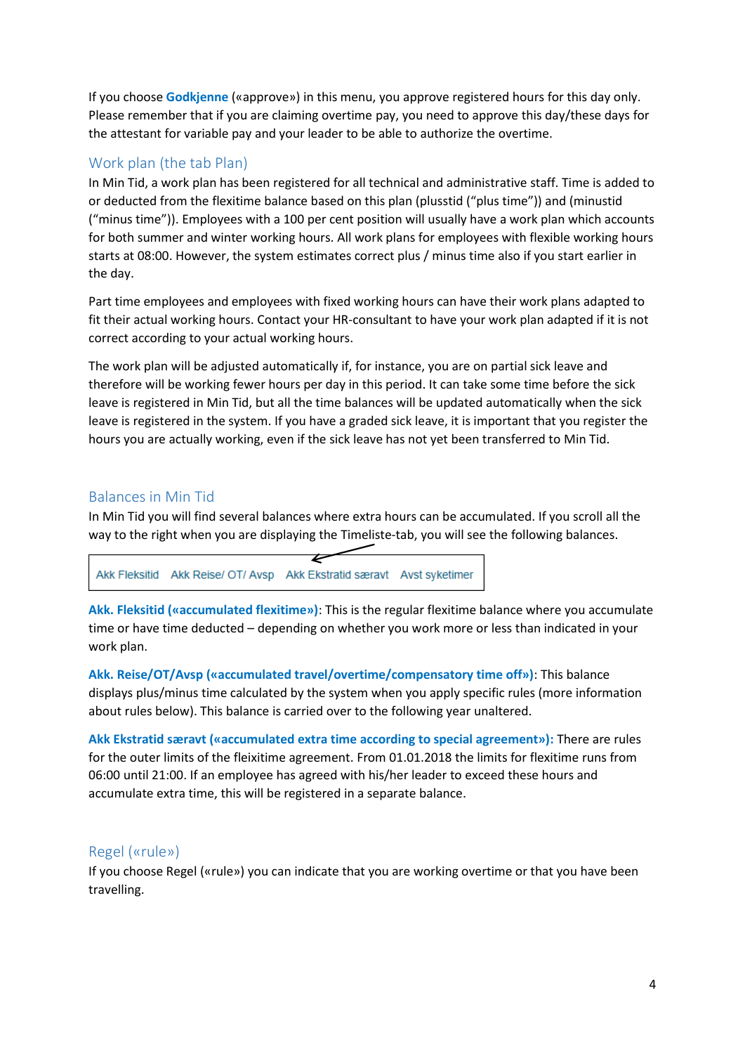If you choose **Godkjenne** («approve») in this menu, you approve registered hours for this day only. Please remember that if you are claiming overtime pay, you need to approve this day/these days for the attestant for variable pay and your leader to be able to authorize the overtime.

## Work plan (the tab Plan)

In Min Tid, a work plan has been registered for all technical and administrative staff. Time is added to or deducted from the flexitime balance based on this plan (plusstid ("plus time")) and (minustid ("minus time")). Employees with a 100 per cent position will usually have a work plan which accounts for both summer and winter working hours. All work plans for employees with flexible working hours starts at 08:00. However, the system estimates correct plus / minus time also if you start earlier in the day.

Part time employees and employees with fixed working hours can have their work plans adapted to fit their actual working hours. Contact your HR-consultant to have your work plan adapted if it is not correct according to your actual working hours.

The work plan will be adjusted automatically if, for instance, you are on partial sick leave and therefore will be working fewer hours per day in this period. It can take some time before the sick leave is registered in Min Tid, but all the time balances will be updated automatically when the sick leave is registered in the system. If you have a graded sick leave, it is important that you register the hours you are actually working, even if the sick leave has not yet been transferred to Min Tid.

## Balances in Min Tid

In Min Tid you will find several balances where extra hours can be accumulated. If you scroll all the way to the right when you are displaying the Timeliste-tab, you will see the following balances.

| Akk Fleksitid | Akk Reise/ OT/ Avsp | Akk Ekstratid særavt | Avst syketimer |
|---|---|---|---|

**Akk. Fleksitid («accumulated flexitime»)**: This is the regular flexitime balance where you accumulate time or have time deducted – depending on whether you work more or less than indicated in your work plan.

**Akk. Reise/OT/Avsp («accumulated travel/overtime/compensatory time off»)**: This balance displays plus/minus time calculated by the system when you apply specific rules (more information about rules below). This balance is carried over to the following year unaltered.

**Akk Ekstratid særavt («accumulated extra time according to special agreement»):** There are rules for the outer limits of the fleixitime agreement. From 01.01.2018 the limits for flexitime runs from 06:00 until 21:00. If an employee has agreed with his/her leader to exceed these hours and accumulate extra time, this will be registered in a separate balance.

## Regel («rule»)

If you choose Regel («rule») you can indicate that you are working overtime or that you have been travelling.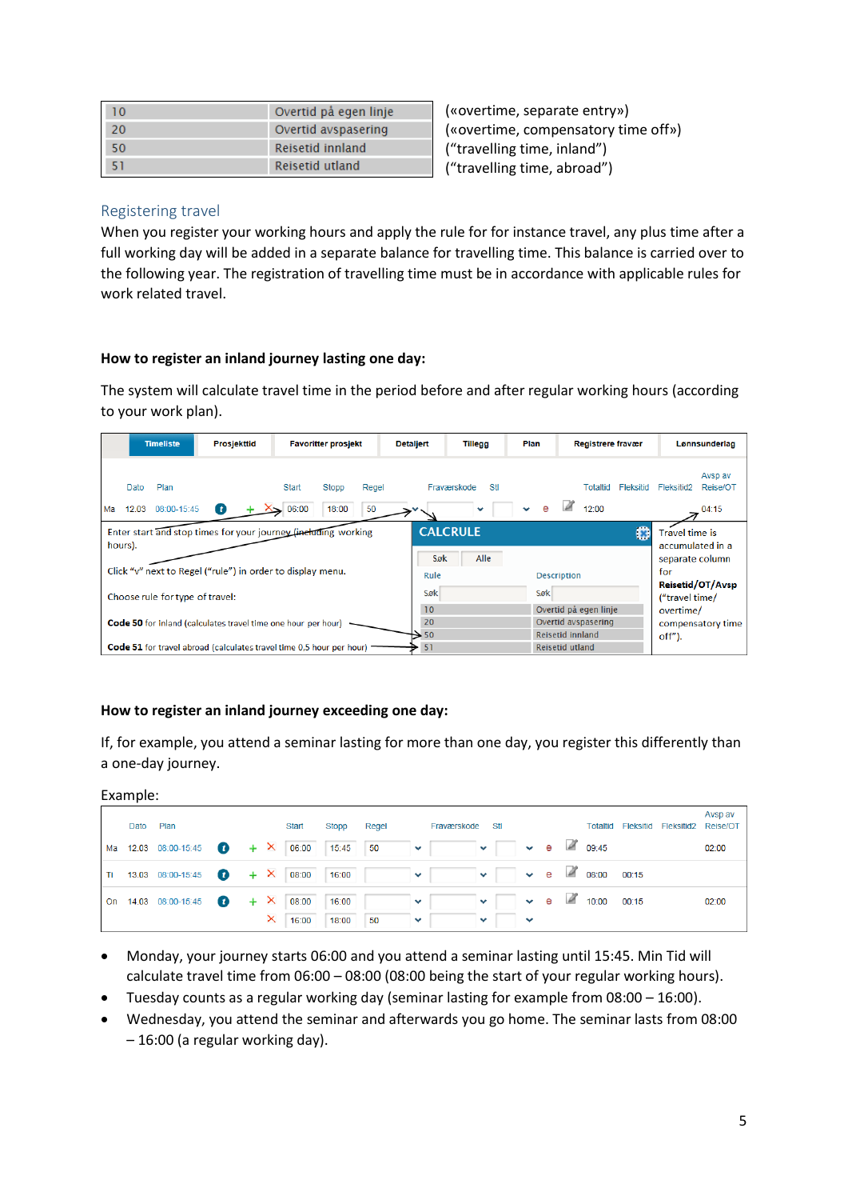| 10 | Overtid på egen linje | («overtime, separate entry») |
|---|---|---|
| 20 | Overtid avspasering | («overtime, compensatory time off») |
| 50 | Reisetid innland | ("travelling time, inland") |
| 51 | Reisetid utland | ("travelling time, abroad") |

## Registering travel

When you register your working hours and apply the rule for for instance travel, any plus time after a full working day will be added in a separate balance for travelling time. This balance is carried over to the following year. The registration of travelling time must be in accordance with applicable rules for work related travel.

**How to register an inland journey lasting one day:**

The system will calculate travel time in the period before and after regular working hours (according to your work plan).

| Timeliste | Prosjekttid | Favoritter prosjekt | Detaljert | Tillegg | Plan | Registrere fravær | Lønnsunderlag |
|---|---|---|---|---|---|---|---|

| | Dato | Plan | Start | Stopp | Regel | Fraværskode | Stl | Totaltid | Fleksitid | Fleksitid2 | Avsp av Reise/OT |
|---|---|---|---|---|---|---|---|---|---|---|---|
| Ma | 12.03 | 08:00-15:45 | 06:00 | 18:00 | 50 | | | 12:00 | | | 04:15 |

Enter start and stop times for your journey (including working hours).

Click "v" next to Regel ("rule") in order to display menu.

Choose rule for type of travel:

**Code 50** for Inland (calculates travel time one hour per hour)

**Code 51** for travel abroad (calculates travel time 0,5 hour per hour)

**CALCRULE**

Søk | Alle

| Rule | Description |
|---|---|
| Søk | Søk |
| 10 | Overtid på egen linje |
| 20 | Overtid avspasering |
| 50 | Reisetid innland |
| 51 | Reisetid utland |

Travel time is accumulated in a separate column for **Reisetid/OT/Avsp** ("travel time/ overtime/ compensatory time off").

**How to register an inland journey exceeding one day:**

If, for example, you attend a seminar lasting for more than one day, you register this differently than a one-day journey.

Example:

| | Dato | Plan | Start | Stopp | Regel | Fraværskode | Stl | Totaltid | Fleksitid | Fleksitid2 | Avsp av Reise/OT |
|---|---|---|---|---|---|---|---|---|---|---|---|
| Ma | 12.03 | 08:00-15:45 | 06:00 | 15:45 | 50 | | | 09:45 | | | 02:00 |
| Ti | 13.03 | 08:00-15:45 | 08:00 | 16:00 | | | | 08:00 | 00:15 | | |
| On | 14.03 | 08:00-15:45 | 08:00 | 16:00 | | | | 10:00 | 00:15 | | 02:00 |
| | | | 16:00 | 18:00 | 50 | | | | | | |

- Monday, your journey starts 06:00 and you attend a seminar lasting until 15:45. Min Tid will calculate travel time from 06:00 – 08:00 (08:00 being the start of your regular working hours).
- Tuesday counts as a regular working day (seminar lasting for example from 08:00 – 16:00).
- Wednesday, you attend the seminar and afterwards you go home. The seminar lasts from 08:00 – 16:00 (a regular working day).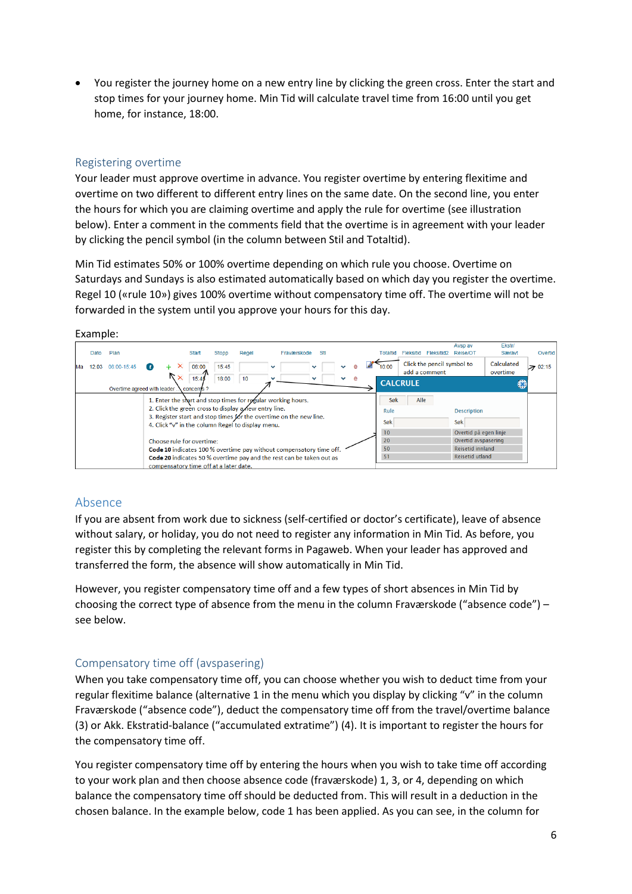- You register the journey home on a new entry line by clicking the green cross. Enter the start and stop times for your journey home. Min Tid will calculate travel time from 16:00 until you get home, for instance, 18:00.

## Registering overtime

Your leader must approve overtime in advance. You register overtime by entering flexitime and overtime on two different to different entry lines on the same date. On the second line, you enter the hours for which you are claiming overtime and apply the rule for overtime (see illustration below). Enter a comment in the comments field that the overtime is in agreement with your leader by clicking the pencil symbol (in the column between Stil and Totaltid).

Min Tid estimates 50% or 100% overtime depending on which rule you choose. Overtime on Saturdays and Sundays is also estimated automatically based on which day you register the overtime. Regel 10 («rule 10») gives 100% overtime without compensatory time off. The overtime will not be forwarded in the system until you approve your hours for this day.

Example:

| | Dato | Plan | Start | Stopp | Regel | Fraværskode | Stl | Totaltid | Fleksitid | Fleksitid2 | Avsp av Reise/OT | Ekstr/ Særavt | Overtid |
|---|---|---|---|---|---|---|---|---|---|---|---|---|---|
| Ma | 12.03 | 08:00-15:45 | 08:00 | 15:45 | | | | 10:00 | | | | | 02:15 |
| | | | 15:45 | 18:00 | 10 | | | | | | | | |

Overtime agreed with leader concerns ?

Click the pencil symbol to add a comment

Calculated overtime

1. Enter the start and stop times for regular working hours.
2. Click the green cross to display a new entry line.
3. Register start and stop times for the overtime on the new line.
4. Click "v" in the column Regel to display menu.

Choose rule for overtime:
**Code 10** indicates 100 % overtime pay without compensatory time off.
**Code 20** indicates 50 % overtime pay and the rest can be taken out as compensatory time off at a later date.

CALCRULE

| Rule | Description |
|---|---|
| 10 | Overtid på egen linje |
| 20 | Overtid avspasering |
| 50 | Reisetid innland |
| 51 | Reisetid utland |

## Absence

If you are absent from work due to sickness (self-certified or doctor's certificate), leave of absence without salary, or holiday, you do not need to register any information in Min Tid. As before, you register this by completing the relevant forms in Pagaweb. When your leader has approved and transferred the form, the absence will show automatically in Min Tid.

However, you register compensatory time off and a few types of short absences in Min Tid by choosing the correct type of absence from the menu in the column Fraværskode ("absence code") – see below.

## Compensatory time off (avspasering)

When you take compensatory time off, you can choose whether you wish to deduct time from your regular flexitime balance (alternative 1 in the menu which you display by clicking "v" in the column Fraværskode ("absence code"), deduct the compensatory time off from the travel/overtime balance (3) or Akk. Ekstratid-balance ("accumulated extratime") (4). It is important to register the hours for the compensatory time off.

You register compensatory time off by entering the hours when you wish to take time off according to your work plan and then choose absence code (fraværskode) 1, 3, or 4, depending on which balance the compensatory time off should be deducted from. This will result in a deduction in the chosen balance. In the example below, code 1 has been applied. As you can see, in the column for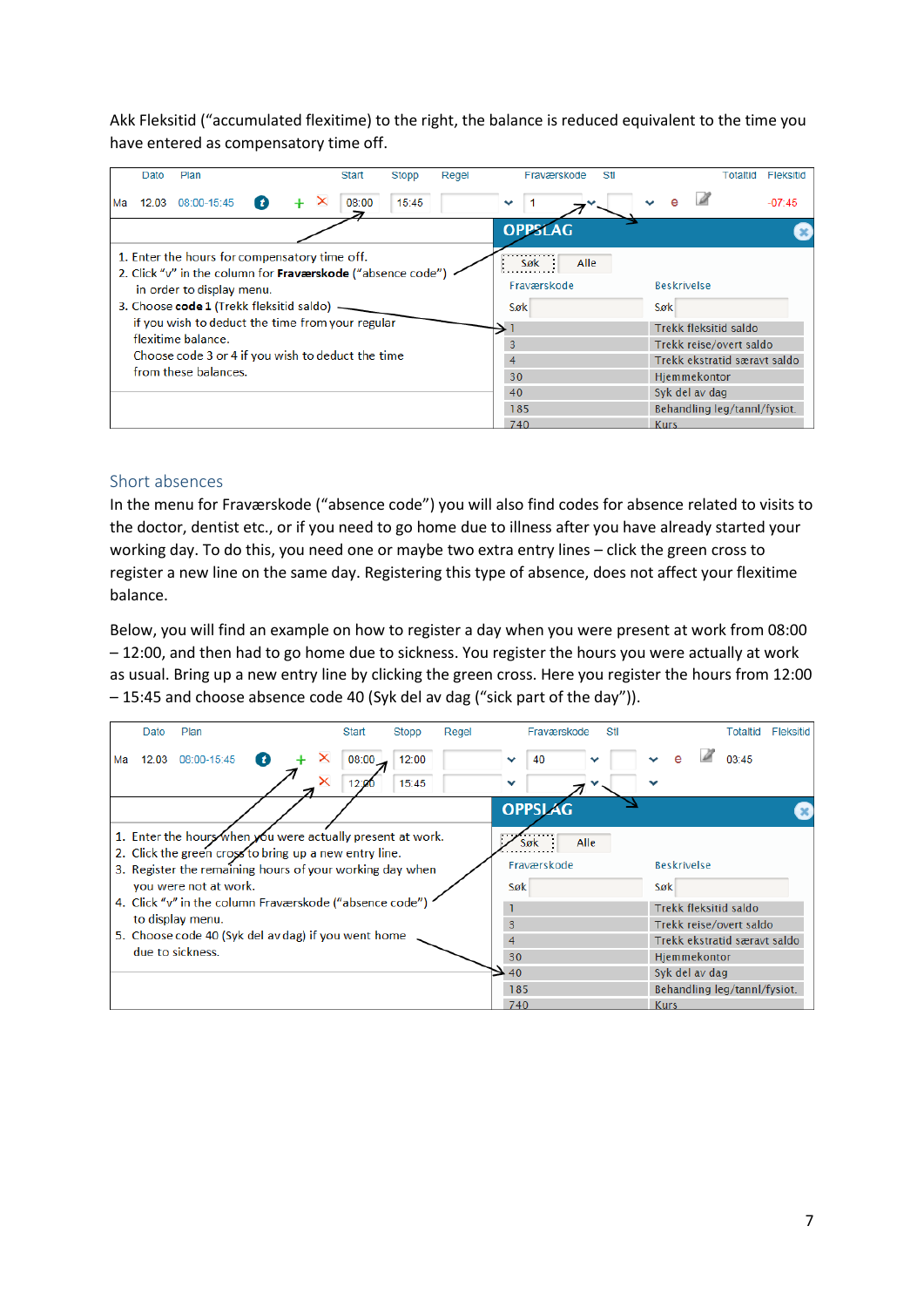Akk Fleksitid ("accumulated flexitime) to the right, the balance is reduced equivalent to the time you have entered as compensatory time off.

| Dato | Plan | Start | Stopp | Regel | Fraværskode | Stl | Totaltid | Fleksitid |
|---|---|---|---|---|---|---|---|---|
| Ma 12.03 | 08:00-15:45 | 08:00 | 15:45 | | 1 | | | -07:45 |

1. Enter the hours for compensatory time off.
2. Click "v" in the column for **Fraværskode** ("absence code") in order to display menu.
3. Choose **code 1** (Trekk fleksitid saldo) if you wish to deduct the time from your regular flexitime balance. Choose code 3 or 4 if you wish to deduct the time from these balances.

OPPSLAG

Søk Alle

| Fraværskode | Beskrivelse |
|---|---|
| 1 | Trekk fleksitid saldo |
| 3 | Trekk reise/overt saldo |
| 4 | Trekk ekstratid særavt saldo |
| 30 | Hjemmekontor |
| 40 | Syk del av dag |
| 185 | Behandling leg/tannl/fysiot. |
| 740 | Kurs |

## Short absences

In the menu for Fraværskode ("absence code") you will also find codes for absence related to visits to the doctor, dentist etc., or if you need to go home due to illness after you have already started your working day. To do this, you need one or maybe two extra entry lines – click the green cross to register a new line on the same day. Registering this type of absence, does not affect your flexitime balance.

Below, you will find an example on how to register a day when you were present at work from 08:00 – 12:00, and then had to go home due to sickness. You register the hours you were actually at work as usual. Bring up a new entry line by clicking the green cross. Here you register the hours from 12:00 – 15:45 and choose absence code 40 (Syk del av dag ("sick part of the day")).

| Dato | Plan | Start | Stopp | Regel | Fraværskode | Stl | Totaltid | Fleksitid |
|---|---|---|---|---|---|---|---|---|
| Ma 12.03 | 08:00-15:45 | 08:00 | 12:00 | | 40 | | 03:45 | |
| | | 12:00 | 15:45 | | | | | |

1. Enter the hours when you were actually present at work.
2. Click the green cross to bring up a new entry line.
3. Register the remaining hours of your working day when you were not at work.
4. Click "v" in the column Fraværskode ("absence code") to display menu.
5. Choose code 40 (Syk del av dag) if you went home due to sickness.

OPPSLAG

Søk Alle

| Fraværskode | Beskrivelse |
|---|---|
| 1 | Trekk fleksitid saldo |
| 3 | Trekk reise/overt saldo |
| 4 | Trekk ekstratid særavt saldo |
| 30 | Hjemmekontor |
| 40 | Syk del av dag |
| 185 | Behandling leg/tannl/fysiot. |
| 740 | Kurs |